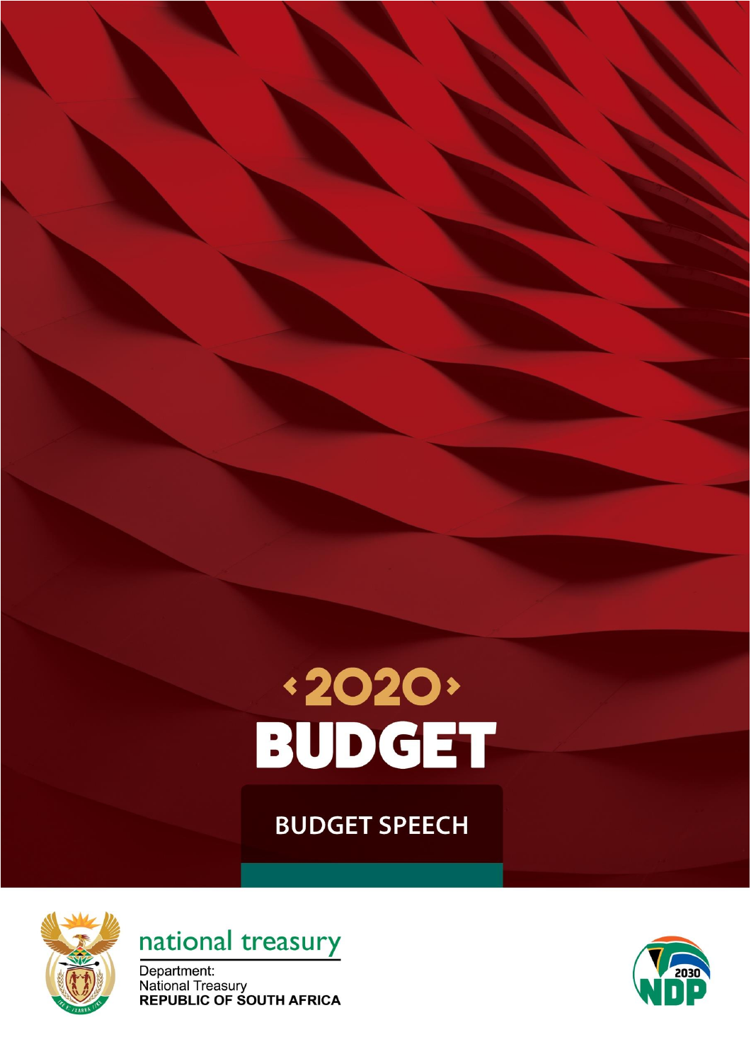# 2020 BUDGET

## BUDGET SPEECH

national treasury

Department:
National Treasury
**REPUBLIC OF SOUTH AFRICA**

2030 NDP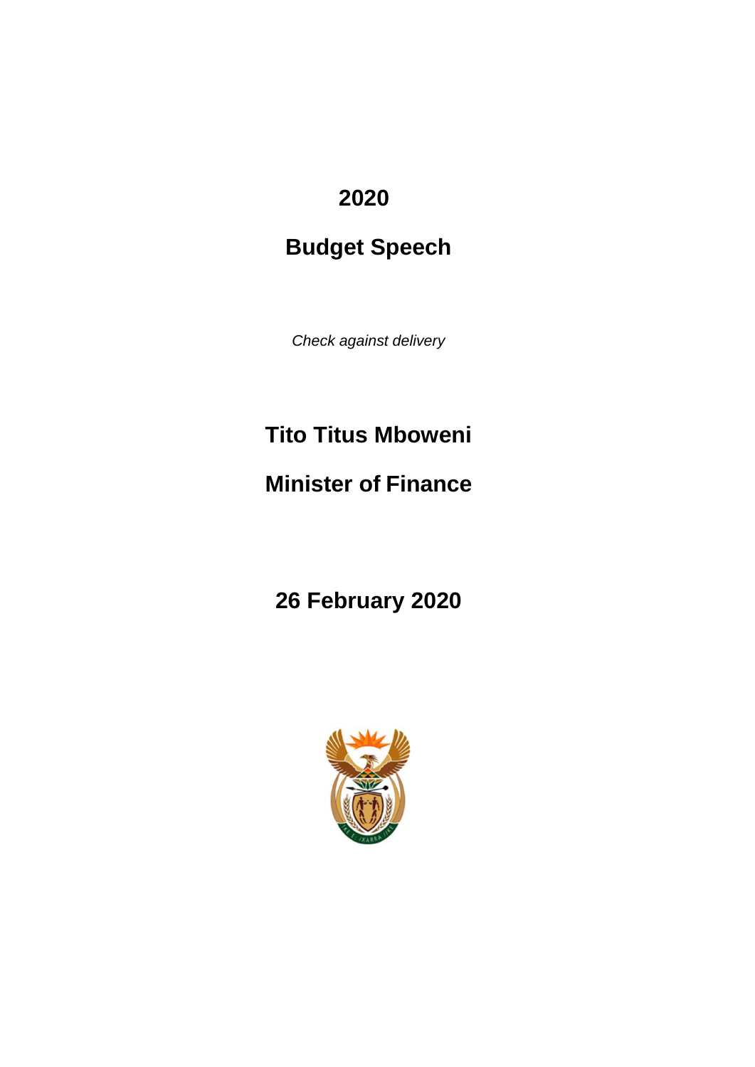# 2020

# Budget Speech

*Check against delivery*

## Tito Titus Mboweni

## Minister of Finance

## 26 February 2020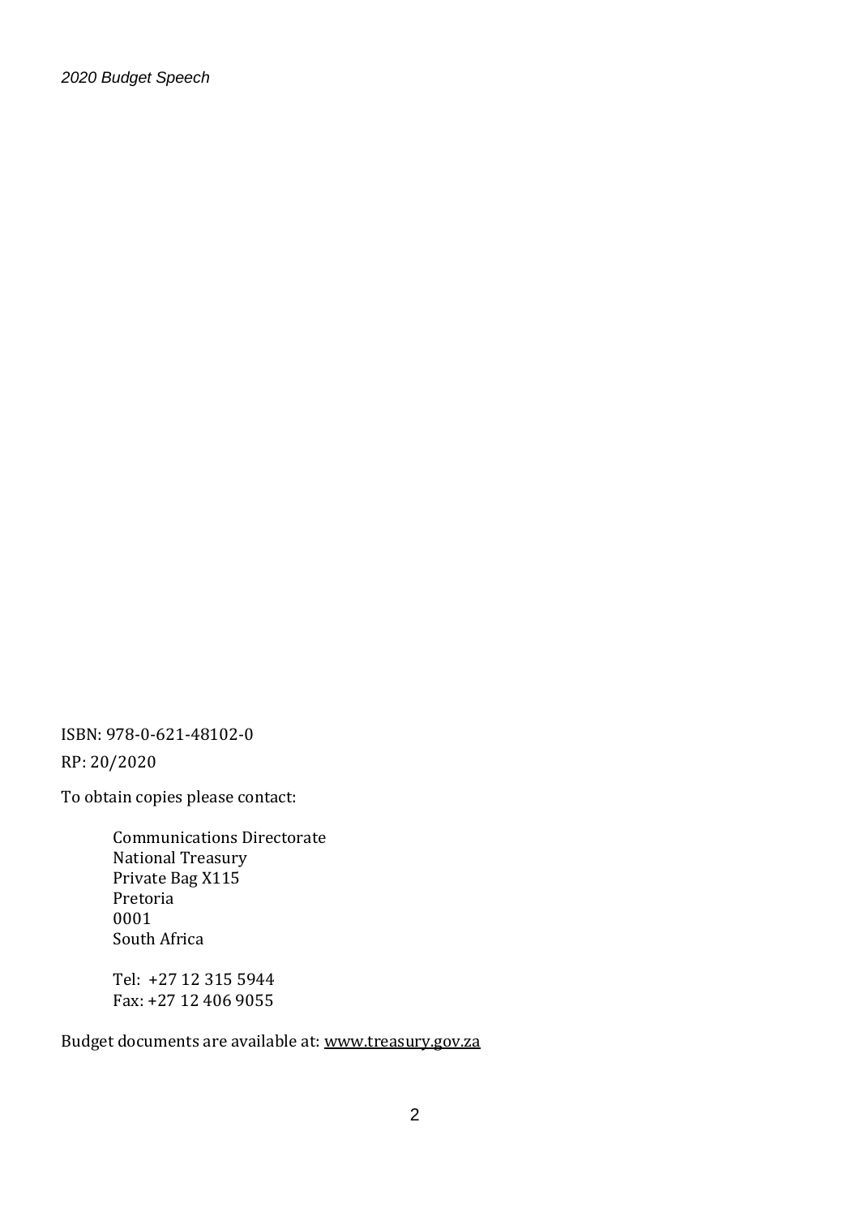ISBN: 978-0-621-48102-0

RP: 20/2020

To obtain copies please contact:

Communications Directorate
National Treasury
Private Bag X115
Pretoria
0001
South Africa

Tel: +27 12 315 5944
Fax: +27 12 406 9055

Budget documents are available at: www.treasury.gov.za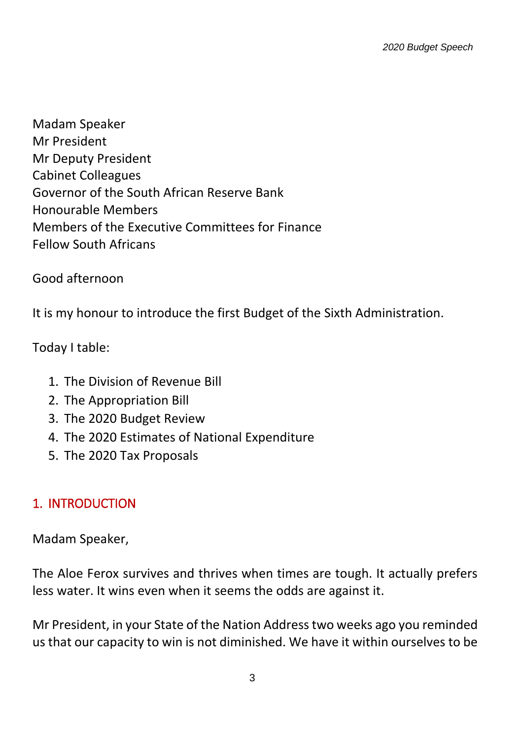Madam Speaker
Mr President
Mr Deputy President
Cabinet Colleagues
Governor of the South African Reserve Bank
Honourable Members
Members of the Executive Committees for Finance
Fellow South Africans

Good afternoon

It is my honour to introduce the first Budget of the Sixth Administration.

Today I table:

1. The Division of Revenue Bill
2. The Appropriation Bill
3. The 2020 Budget Review
4. The 2020 Estimates of National Expenditure
5. The 2020 Tax Proposals

## 1. INTRODUCTION

Madam Speaker,

The Aloe Ferox survives and thrives when times are tough. It actually prefers less water. It wins even when it seems the odds are against it.

Mr President, in your State of the Nation Address two weeks ago you reminded us that our capacity to win is not diminished. We have it within ourselves to be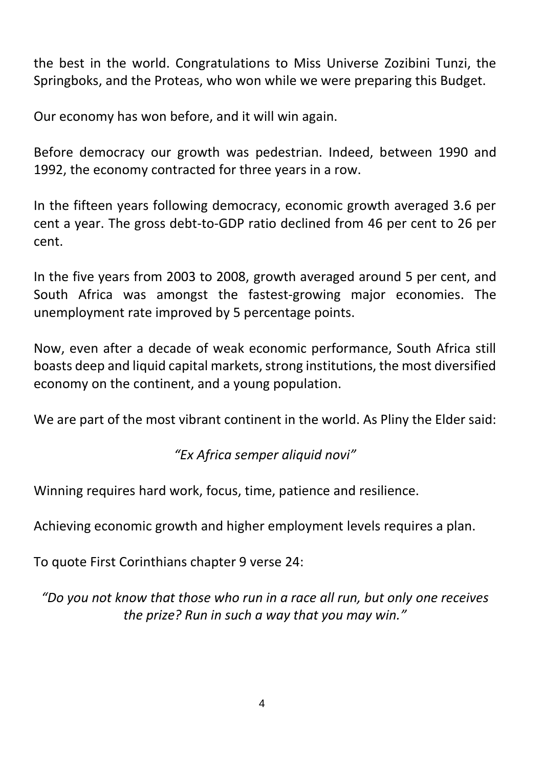the best in the world. Congratulations to Miss Universe Zozibini Tunzi, the Springboks, and the Proteas, who won while we were preparing this Budget.

Our economy has won before, and it will win again.

Before democracy our growth was pedestrian. Indeed, between 1990 and 1992, the economy contracted for three years in a row.

In the fifteen years following democracy, economic growth averaged 3.6 per cent a year. The gross debt-to-GDP ratio declined from 46 per cent to 26 per cent.

In the five years from 2003 to 2008, growth averaged around 5 per cent, and South Africa was amongst the fastest-growing major economies. The unemployment rate improved by 5 percentage points.

Now, even after a decade of weak economic performance, South Africa still boasts deep and liquid capital markets, strong institutions, the most diversified economy on the continent, and a young population.

We are part of the most vibrant continent in the world. As Pliny the Elder said:

*"Ex Africa semper aliquid novi"*

Winning requires hard work, focus, time, patience and resilience.

Achieving economic growth and higher employment levels requires a plan.

To quote First Corinthians chapter 9 verse 24:

*"Do you not know that those who run in a race all run, but only one receives the prize? Run in such a way that you may win."*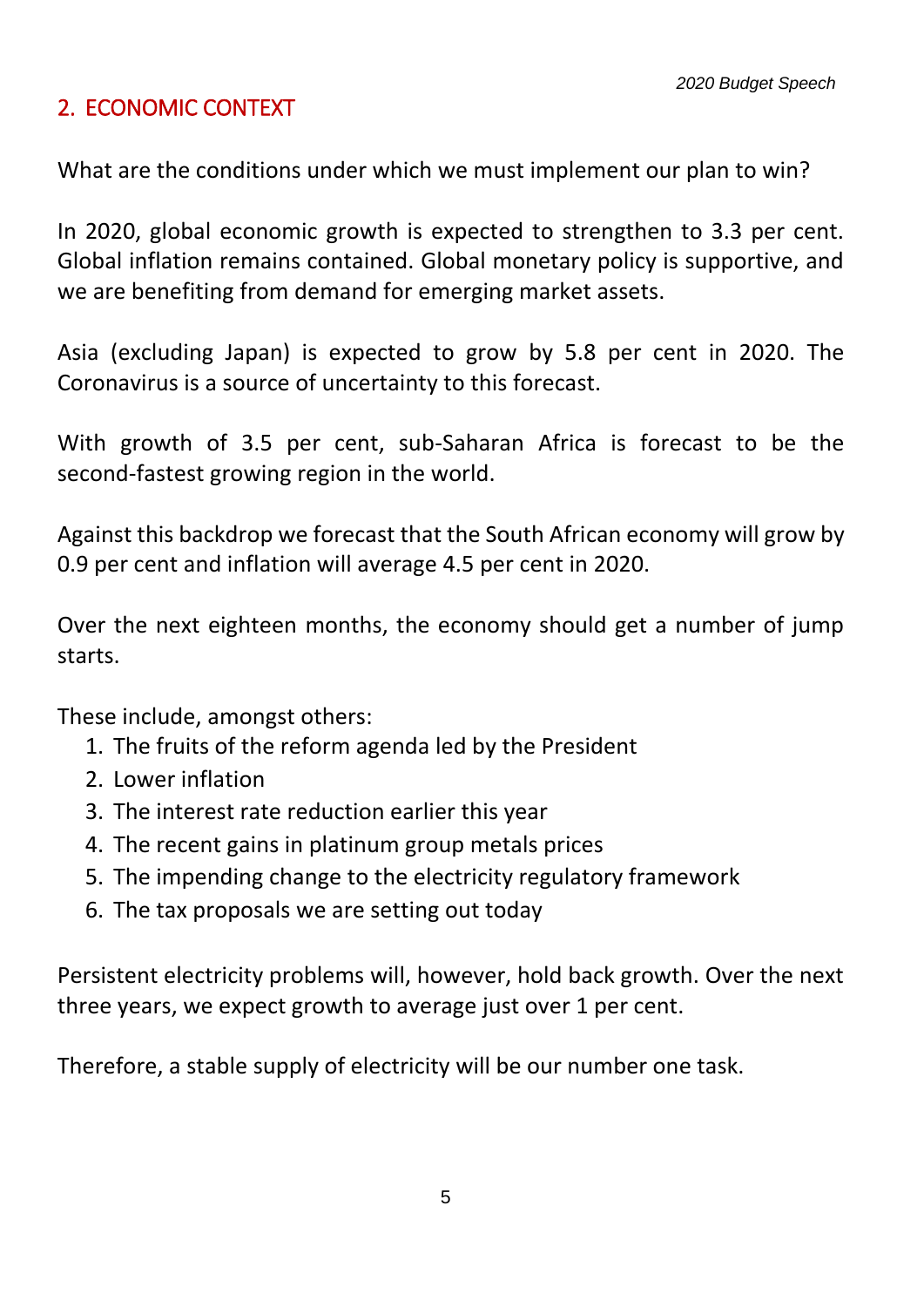## 2. ECONOMIC CONTEXT

What are the conditions under which we must implement our plan to win?

In 2020, global economic growth is expected to strengthen to 3.3 per cent. Global inflation remains contained. Global monetary policy is supportive, and we are benefiting from demand for emerging market assets.

Asia (excluding Japan) is expected to grow by 5.8 per cent in 2020. The Coronavirus is a source of uncertainty to this forecast.

With growth of 3.5 per cent, sub-Saharan Africa is forecast to be the second-fastest growing region in the world.

Against this backdrop we forecast that the South African economy will grow by 0.9 per cent and inflation will average 4.5 per cent in 2020.

Over the next eighteen months, the economy should get a number of jump starts.

These include, amongst others:

1. The fruits of the reform agenda led by the President
2. Lower inflation
3. The interest rate reduction earlier this year
4. The recent gains in platinum group metals prices
5. The impending change to the electricity regulatory framework
6. The tax proposals we are setting out today

Persistent electricity problems will, however, hold back growth. Over the next three years, we expect growth to average just over 1 per cent.

Therefore, a stable supply of electricity will be our number one task.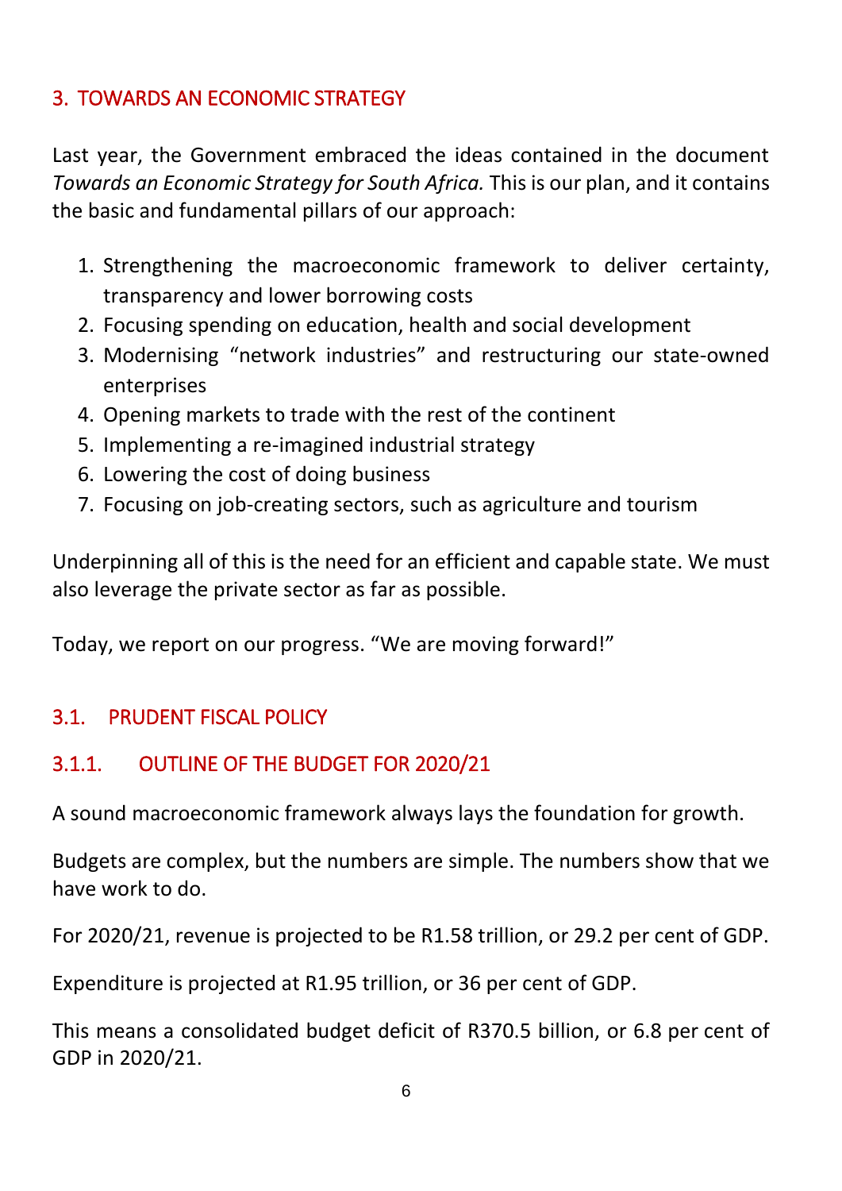## 3. TOWARDS AN ECONOMIC STRATEGY

Last year, the Government embraced the ideas contained in the document *Towards an Economic Strategy for South Africa.* This is our plan, and it contains the basic and fundamental pillars of our approach:

1. Strengthening the macroeconomic framework to deliver certainty, transparency and lower borrowing costs
2. Focusing spending on education, health and social development
3. Modernising "network industries" and restructuring our state-owned enterprises
4. Opening markets to trade with the rest of the continent
5. Implementing a re-imagined industrial strategy
6. Lowering the cost of doing business
7. Focusing on job-creating sectors, such as agriculture and tourism

Underpinning all of this is the need for an efficient and capable state. We must also leverage the private sector as far as possible.

Today, we report on our progress. "We are moving forward!"

### 3.1. PRUDENT FISCAL POLICY

#### 3.1.1. OUTLINE OF THE BUDGET FOR 2020/21

A sound macroeconomic framework always lays the foundation for growth.

Budgets are complex, but the numbers are simple. The numbers show that we have work to do.

For 2020/21, revenue is projected to be R1.58 trillion, or 29.2 per cent of GDP.

Expenditure is projected at R1.95 trillion, or 36 per cent of GDP.

This means a consolidated budget deficit of R370.5 billion, or 6.8 per cent of GDP in 2020/21.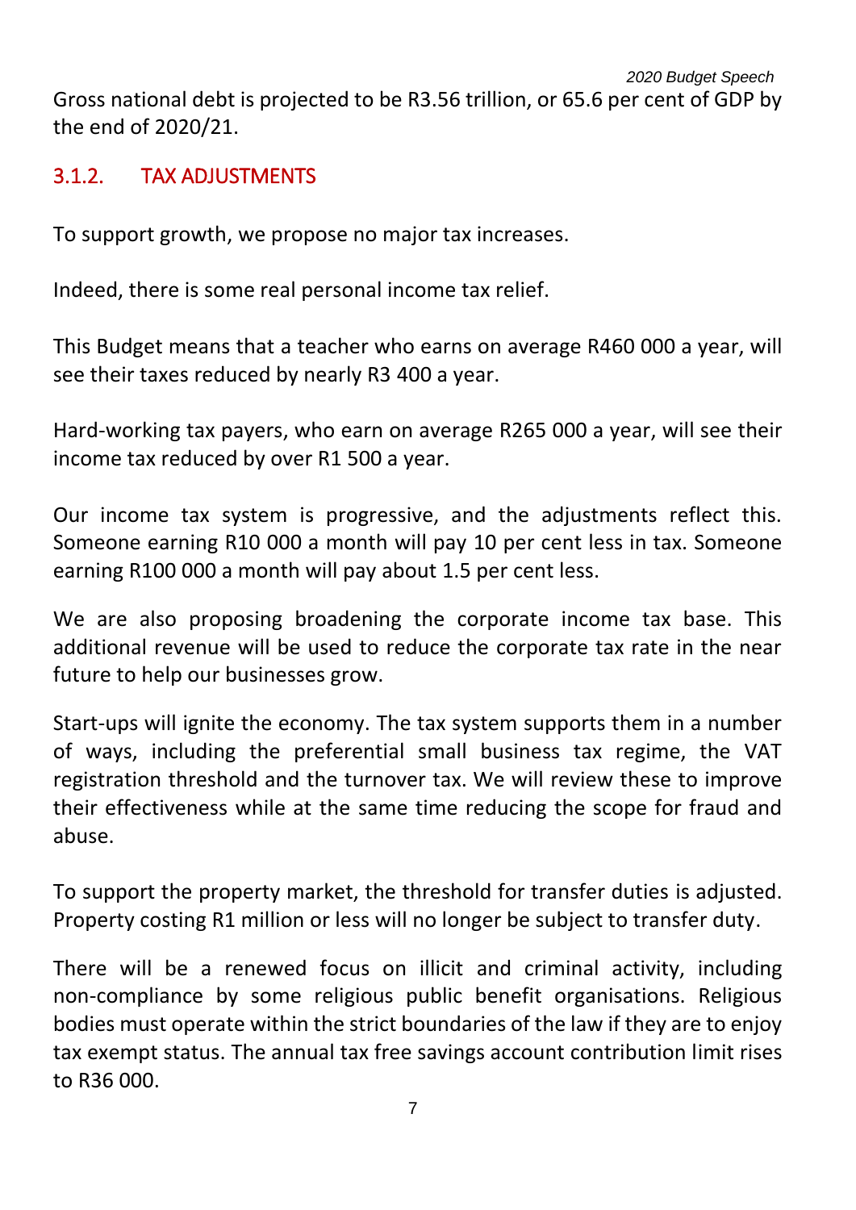Gross national debt is projected to be R3.56 trillion, or 65.6 per cent of GDP by the end of 2020/21.

### 3.1.2. TAX ADJUSTMENTS

To support growth, we propose no major tax increases.

Indeed, there is some real personal income tax relief.

This Budget means that a teacher who earns on average R460 000 a year, will see their taxes reduced by nearly R3 400 a year.

Hard-working tax payers, who earn on average R265 000 a year, will see their income tax reduced by over R1 500 a year.

Our income tax system is progressive, and the adjustments reflect this. Someone earning R10 000 a month will pay 10 per cent less in tax. Someone earning R100 000 a month will pay about 1.5 per cent less.

We are also proposing broadening the corporate income tax base. This additional revenue will be used to reduce the corporate tax rate in the near future to help our businesses grow.

Start-ups will ignite the economy. The tax system supports them in a number of ways, including the preferential small business tax regime, the VAT registration threshold and the turnover tax. We will review these to improve their effectiveness while at the same time reducing the scope for fraud and abuse.

To support the property market, the threshold for transfer duties is adjusted. Property costing R1 million or less will no longer be subject to transfer duty.

There will be a renewed focus on illicit and criminal activity, including non-compliance by some religious public benefit organisations. Religious bodies must operate within the strict boundaries of the law if they are to enjoy tax exempt status. The annual tax free savings account contribution limit rises to R36 000.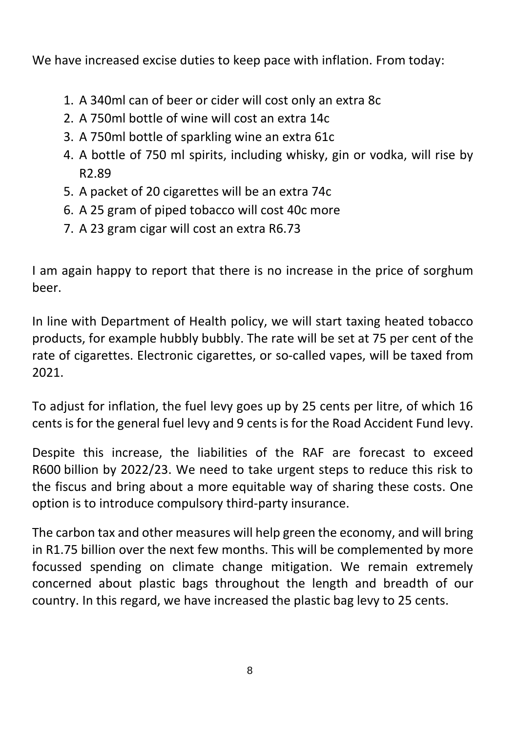We have increased excise duties to keep pace with inflation. From today:

1. A 340ml can of beer or cider will cost only an extra 8c
2. A 750ml bottle of wine will cost an extra 14c
3. A 750ml bottle of sparkling wine an extra 61c
4. A bottle of 750 ml spirits, including whisky, gin or vodka, will rise by R2.89
5. A packet of 20 cigarettes will be an extra 74c
6. A 25 gram of piped tobacco will cost 40c more
7. A 23 gram cigar will cost an extra R6.73

I am again happy to report that there is no increase in the price of sorghum beer.

In line with Department of Health policy, we will start taxing heated tobacco products, for example hubbly bubbly. The rate will be set at 75 per cent of the rate of cigarettes. Electronic cigarettes, or so-called vapes, will be taxed from 2021.

To adjust for inflation, the fuel levy goes up by 25 cents per litre, of which 16 cents is for the general fuel levy and 9 cents is for the Road Accident Fund levy.

Despite this increase, the liabilities of the RAF are forecast to exceed R600 billion by 2022/23. We need to take urgent steps to reduce this risk to the fiscus and bring about a more equitable way of sharing these costs. One option is to introduce compulsory third-party insurance.

The carbon tax and other measures will help green the economy, and will bring in R1.75 billion over the next few months. This will be complemented by more focussed spending on climate change mitigation. We remain extremely concerned about plastic bags throughout the length and breadth of our country. In this regard, we have increased the plastic bag levy to 25 cents.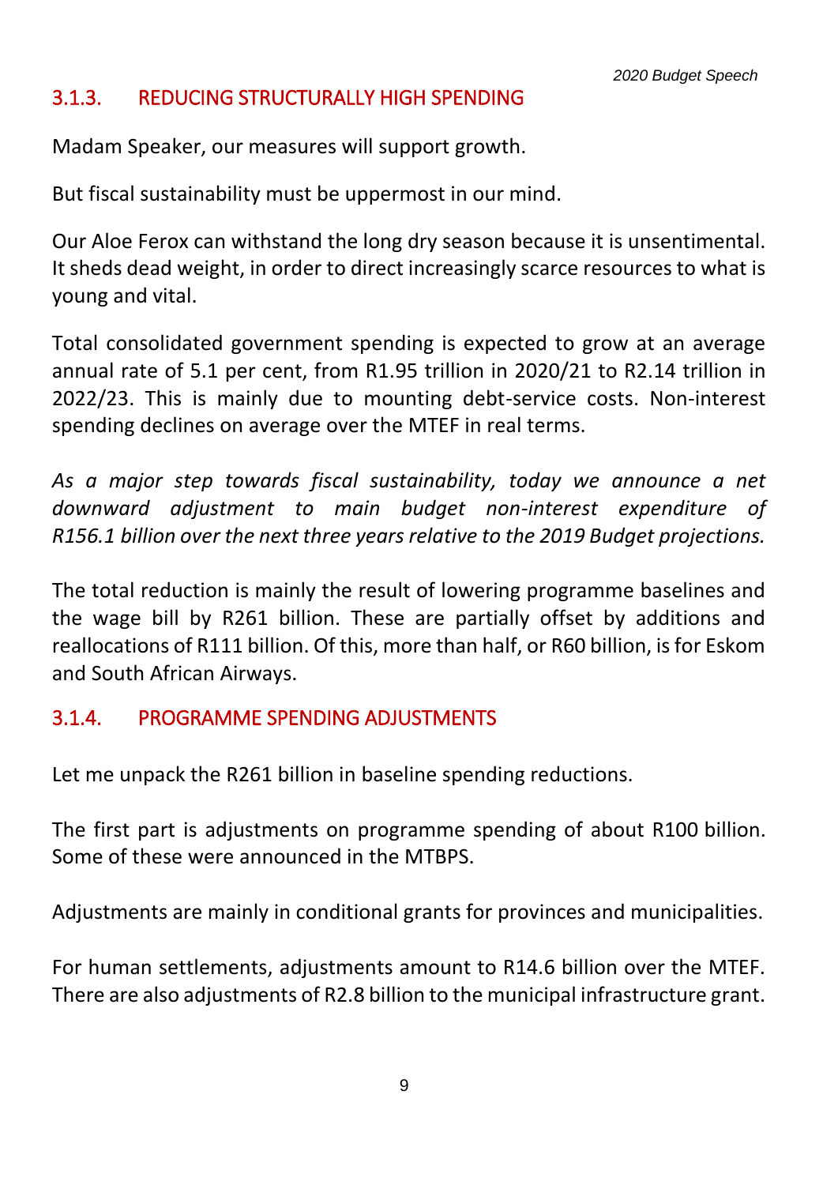### 3.1.3. REDUCING STRUCTURALLY HIGH SPENDING

Madam Speaker, our measures will support growth.

But fiscal sustainability must be uppermost in our mind.

Our Aloe Ferox can withstand the long dry season because it is unsentimental. It sheds dead weight, in order to direct increasingly scarce resources to what is young and vital.

Total consolidated government spending is expected to grow at an average annual rate of 5.1 per cent, from R1.95 trillion in 2020/21 to R2.14 trillion in 2022/23. This is mainly due to mounting debt-service costs. Non-interest spending declines on average over the MTEF in real terms.

*As a major step towards fiscal sustainability, today we announce a net downward adjustment to main budget non-interest expenditure of R156.1 billion over the next three years relative to the 2019 Budget projections.*

The total reduction is mainly the result of lowering programme baselines and the wage bill by R261 billion. These are partially offset by additions and reallocations of R111 billion. Of this, more than half, or R60 billion, is for Eskom and South African Airways.

### 3.1.4. PROGRAMME SPENDING ADJUSTMENTS

Let me unpack the R261 billion in baseline spending reductions.

The first part is adjustments on programme spending of about R100 billion. Some of these were announced in the MTBPS.

Adjustments are mainly in conditional grants for provinces and municipalities.

For human settlements, adjustments amount to R14.6 billion over the MTEF. There are also adjustments of R2.8 billion to the municipal infrastructure grant.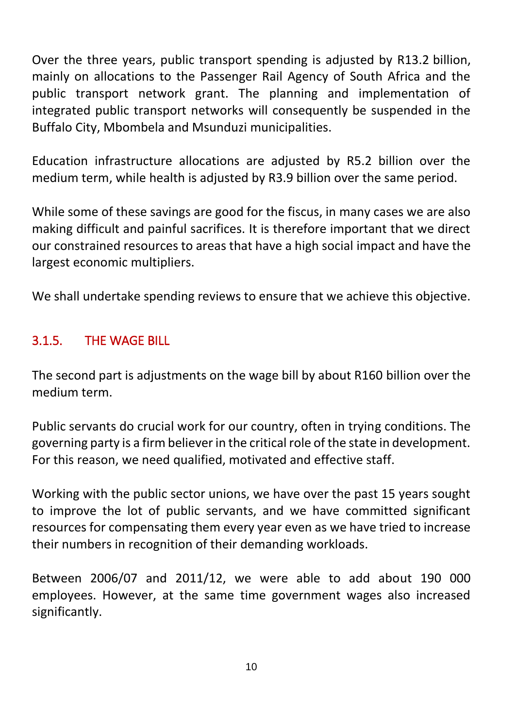Over the three years, public transport spending is adjusted by R13.2 billion, mainly on allocations to the Passenger Rail Agency of South Africa and the public transport network grant. The planning and implementation of integrated public transport networks will consequently be suspended in the Buffalo City, Mbombela and Msunduzi municipalities.

Education infrastructure allocations are adjusted by R5.2 billion over the medium term, while health is adjusted by R3.9 billion over the same period.

While some of these savings are good for the fiscus, in many cases we are also making difficult and painful sacrifices. It is therefore important that we direct our constrained resources to areas that have a high social impact and have the largest economic multipliers.

We shall undertake spending reviews to ensure that we achieve this objective.

### 3.1.5. THE WAGE BILL

The second part is adjustments on the wage bill by about R160 billion over the medium term.

Public servants do crucial work for our country, often in trying conditions. The governing party is a firm believer in the critical role of the state in development. For this reason, we need qualified, motivated and effective staff.

Working with the public sector unions, we have over the past 15 years sought to improve the lot of public servants, and we have committed significant resources for compensating them every year even as we have tried to increase their numbers in recognition of their demanding workloads.

Between 2006/07 and 2011/12, we were able to add about 190 000 employees. However, at the same time government wages also increased significantly.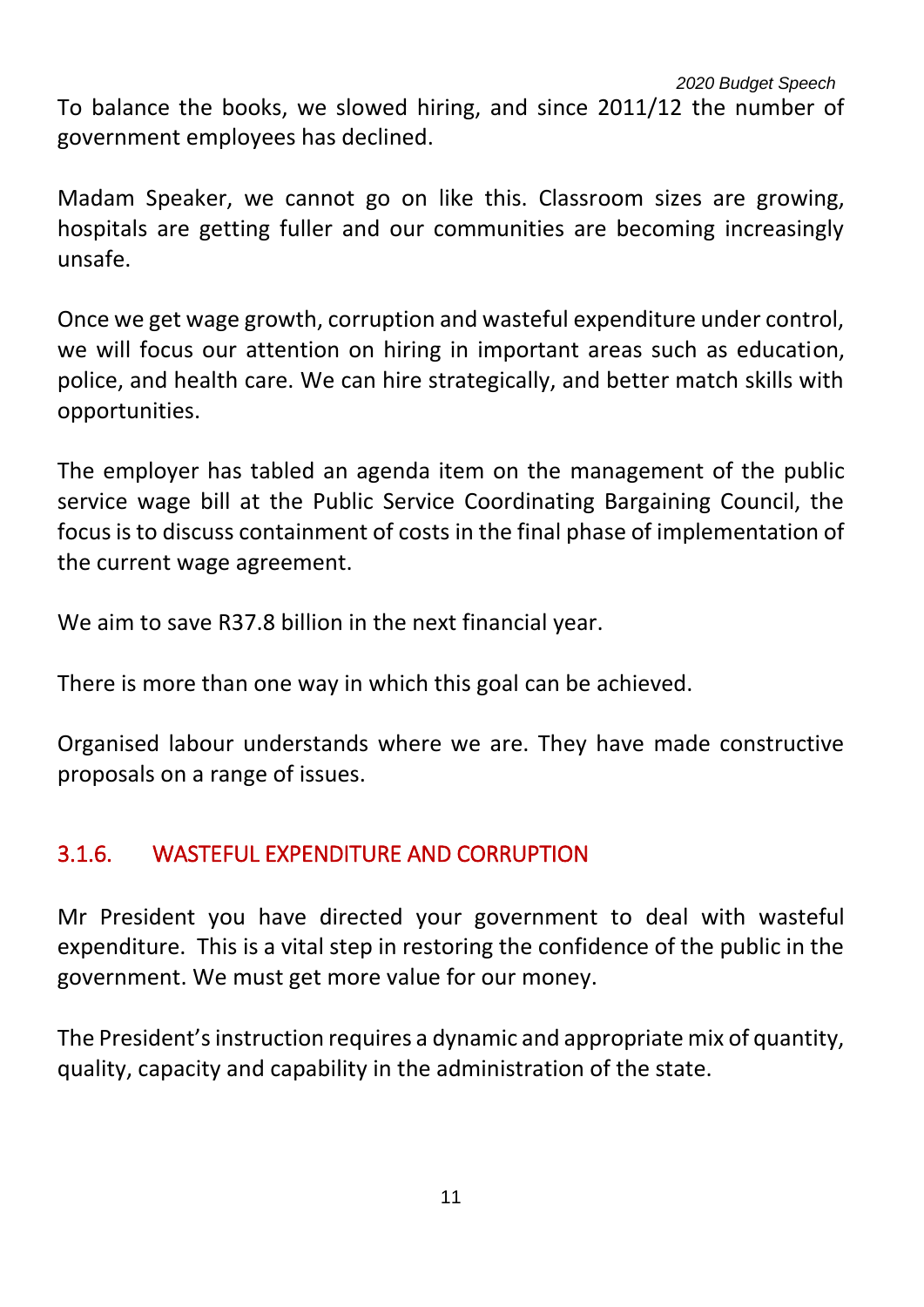To balance the books, we slowed hiring, and since 2011/12 the number of government employees has declined.

Madam Speaker, we cannot go on like this. Classroom sizes are growing, hospitals are getting fuller and our communities are becoming increasingly unsafe.

Once we get wage growth, corruption and wasteful expenditure under control, we will focus our attention on hiring in important areas such as education, police, and health care. We can hire strategically, and better match skills with opportunities.

The employer has tabled an agenda item on the management of the public service wage bill at the Public Service Coordinating Bargaining Council, the focus is to discuss containment of costs in the final phase of implementation of the current wage agreement.

We aim to save R37.8 billion in the next financial year.

There is more than one way in which this goal can be achieved.

Organised labour understands where we are. They have made constructive proposals on a range of issues.

### 3.1.6. WASTEFUL EXPENDITURE AND CORRUPTION

Mr President you have directed your government to deal with wasteful expenditure. This is a vital step in restoring the confidence of the public in the government. We must get more value for our money.

The President's instruction requires a dynamic and appropriate mix of quantity, quality, capacity and capability in the administration of the state.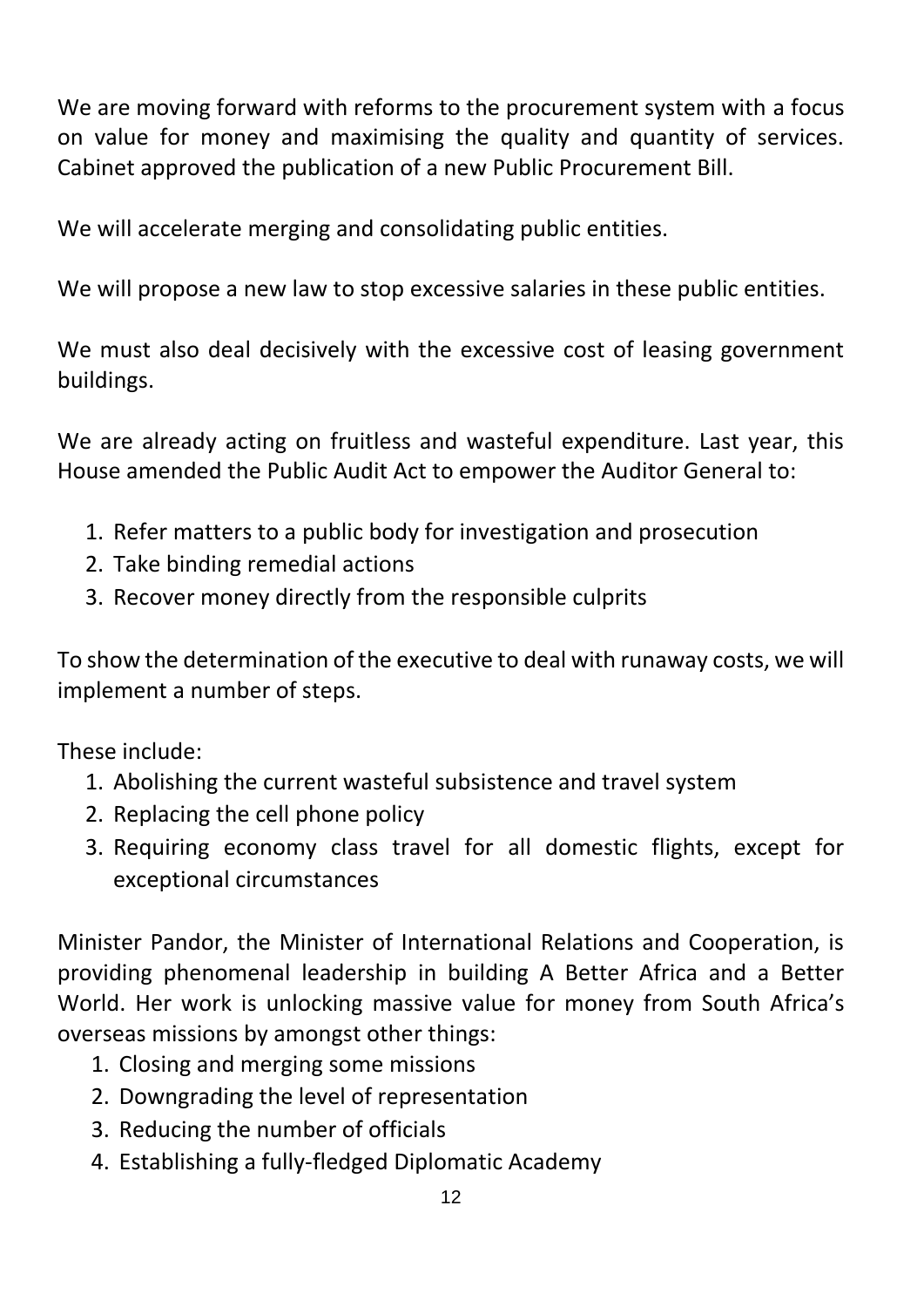We are moving forward with reforms to the procurement system with a focus on value for money and maximising the quality and quantity of services. Cabinet approved the publication of a new Public Procurement Bill.

We will accelerate merging and consolidating public entities.

We will propose a new law to stop excessive salaries in these public entities.

We must also deal decisively with the excessive cost of leasing government buildings.

We are already acting on fruitless and wasteful expenditure. Last year, this House amended the Public Audit Act to empower the Auditor General to:

1. Refer matters to a public body for investigation and prosecution
2. Take binding remedial actions
3. Recover money directly from the responsible culprits

To show the determination of the executive to deal with runaway costs, we will implement a number of steps.

These include:

1. Abolishing the current wasteful subsistence and travel system
2. Replacing the cell phone policy
3. Requiring economy class travel for all domestic flights, except for exceptional circumstances

Minister Pandor, the Minister of International Relations and Cooperation, is providing phenomenal leadership in building A Better Africa and a Better World. Her work is unlocking massive value for money from South Africa's overseas missions by amongst other things:

1. Closing and merging some missions
2. Downgrading the level of representation
3. Reducing the number of officials
4. Establishing a fully-fledged Diplomatic Academy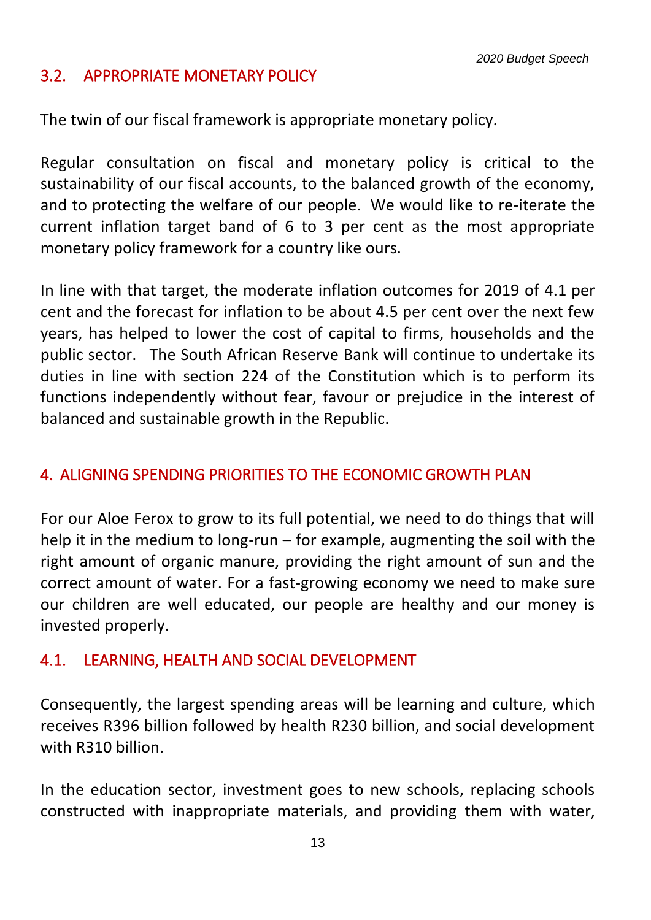### 3.2. APPROPRIATE MONETARY POLICY

The twin of our fiscal framework is appropriate monetary policy.

Regular consultation on fiscal and monetary policy is critical to the sustainability of our fiscal accounts, to the balanced growth of the economy, and to protecting the welfare of our people. We would like to re-iterate the current inflation target band of 6 to 3 per cent as the most appropriate monetary policy framework for a country like ours.

In line with that target, the moderate inflation outcomes for 2019 of 4.1 per cent and the forecast for inflation to be about 4.5 per cent over the next few years, has helped to lower the cost of capital to firms, households and the public sector. The South African Reserve Bank will continue to undertake its duties in line with section 224 of the Constitution which is to perform its functions independently without fear, favour or prejudice in the interest of balanced and sustainable growth in the Republic.

## 4. ALIGNING SPENDING PRIORITIES TO THE ECONOMIC GROWTH PLAN

For our Aloe Ferox to grow to its full potential, we need to do things that will help it in the medium to long-run – for example, augmenting the soil with the right amount of organic manure, providing the right amount of sun and the correct amount of water. For a fast-growing economy we need to make sure our children are well educated, our people are healthy and our money is invested properly.

### 4.1. LEARNING, HEALTH AND SOCIAL DEVELOPMENT

Consequently, the largest spending areas will be learning and culture, which receives R396 billion followed by health R230 billion, and social development with R310 billion.

In the education sector, investment goes to new schools, replacing schools constructed with inappropriate materials, and providing them with water,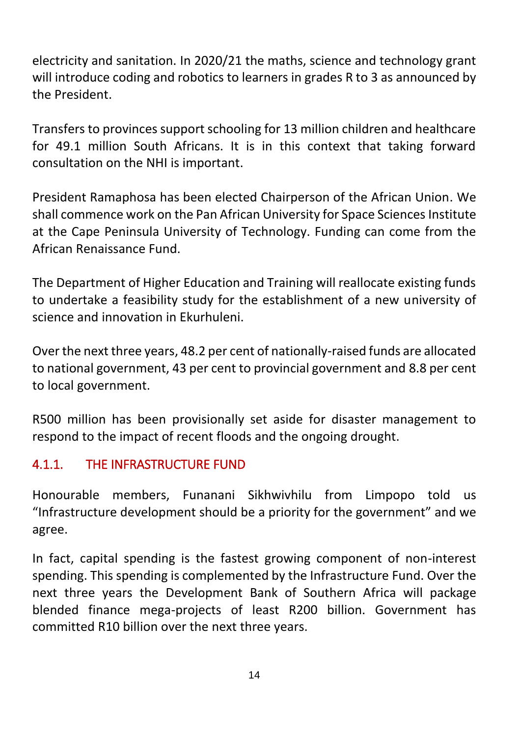electricity and sanitation. In 2020/21 the maths, science and technology grant will introduce coding and robotics to learners in grades R to 3 as announced by the President.

Transfers to provinces support schooling for 13 million children and healthcare for 49.1 million South Africans. It is in this context that taking forward consultation on the NHI is important.

President Ramaphosa has been elected Chairperson of the African Union. We shall commence work on the Pan African University for Space Sciences Institute at the Cape Peninsula University of Technology. Funding can come from the African Renaissance Fund.

The Department of Higher Education and Training will reallocate existing funds to undertake a feasibility study for the establishment of a new university of science and innovation in Ekurhuleni.

Over the next three years, 48.2 per cent of nationally-raised funds are allocated to national government, 43 per cent to provincial government and 8.8 per cent to local government.

R500 million has been provisionally set aside for disaster management to respond to the impact of recent floods and the ongoing drought.

#### 4.1.1. THE INFRASTRUCTURE FUND

Honourable members, Funanani Sikhwivhilu from Limpopo told us "Infrastructure development should be a priority for the government" and we agree.

In fact, capital spending is the fastest growing component of non-interest spending. This spending is complemented by the Infrastructure Fund. Over the next three years the Development Bank of Southern Africa will package blended finance mega-projects of least R200 billion. Government has committed R10 billion over the next three years.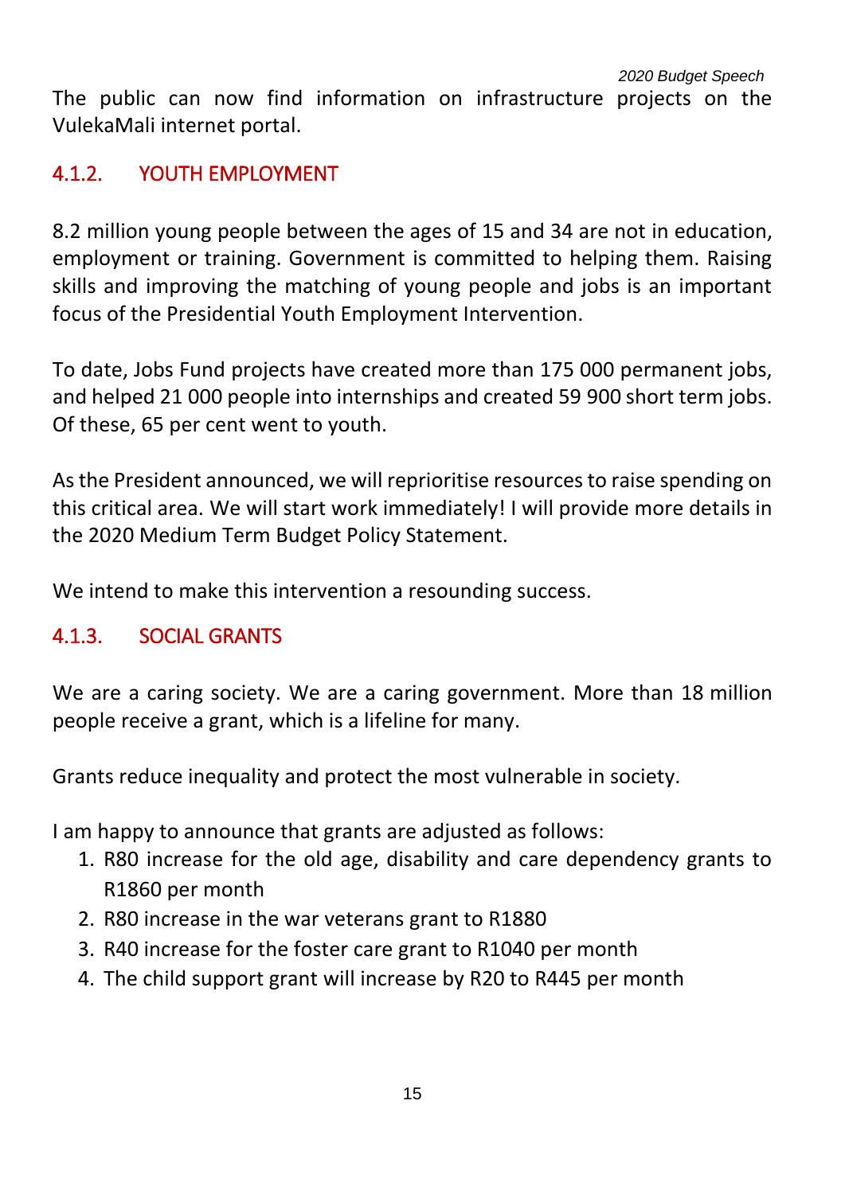The public can now find information on infrastructure projects on the VulekaMali internet portal.

### 4.1.2. YOUTH EMPLOYMENT

8.2 million young people between the ages of 15 and 34 are not in education, employment or training. Government is committed to helping them. Raising skills and improving the matching of young people and jobs is an important focus of the Presidential Youth Employment Intervention.

To date, Jobs Fund projects have created more than 175 000 permanent jobs, and helped 21 000 people into internships and created 59 900 short term jobs. Of these, 65 per cent went to youth.

As the President announced, we will reprioritise resources to raise spending on this critical area. We will start work immediately! I will provide more details in the 2020 Medium Term Budget Policy Statement.

We intend to make this intervention a resounding success.

### 4.1.3. SOCIAL GRANTS

We are a caring society. We are a caring government. More than 18 million people receive a grant, which is a lifeline for many.

Grants reduce inequality and protect the most vulnerable in society.

I am happy to announce that grants are adjusted as follows:

1. R80 increase for the old age, disability and care dependency grants to R1860 per month
2. R80 increase in the war veterans grant to R1880
3. R40 increase for the foster care grant to R1040 per month
4. The child support grant will increase by R20 to R445 per month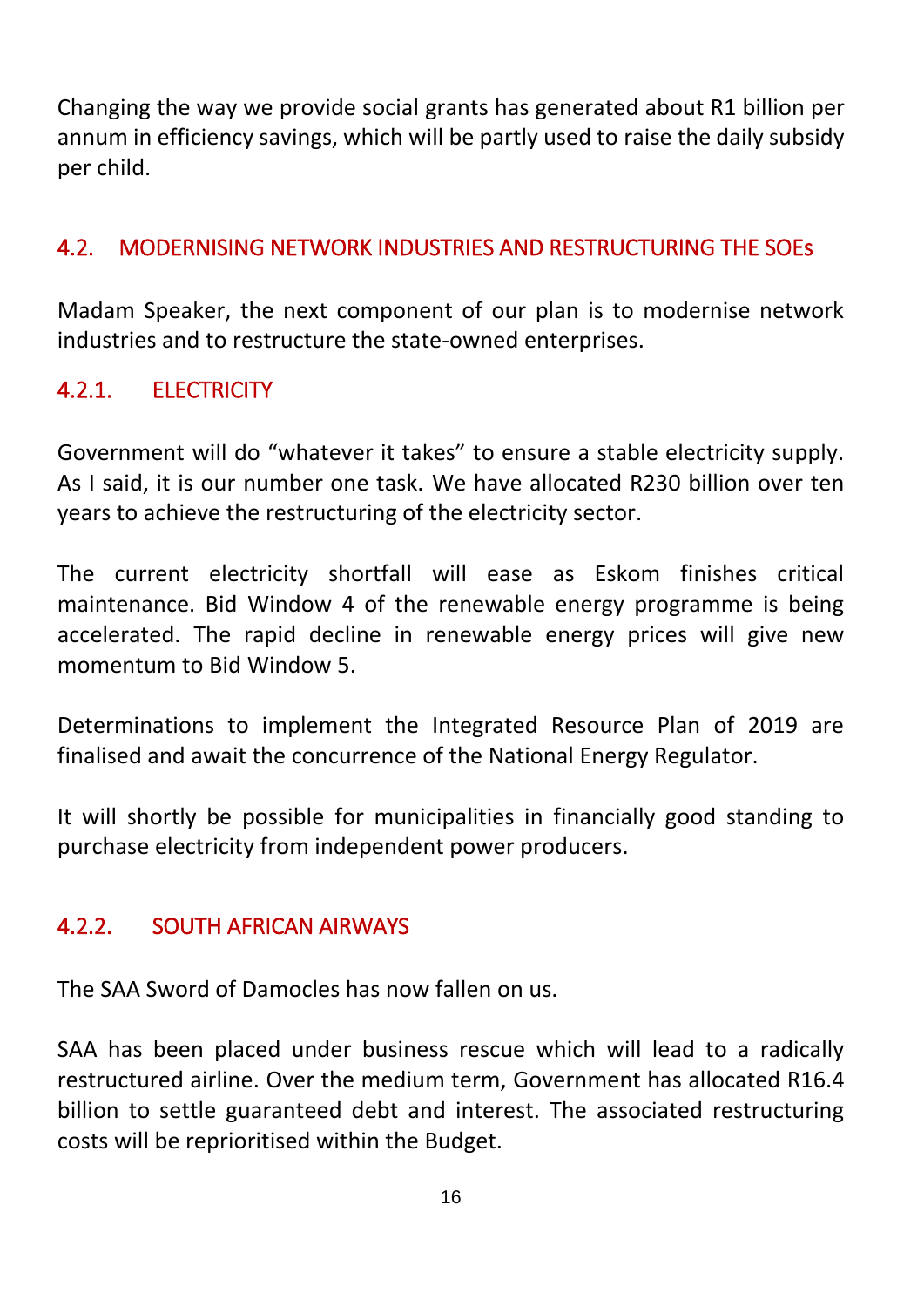Changing the way we provide social grants has generated about R1 billion per annum in efficiency savings, which will be partly used to raise the daily subsidy per child.

## 4.2. MODERNISING NETWORK INDUSTRIES AND RESTRUCTURING THE SOEs

Madam Speaker, the next component of our plan is to modernise network industries and to restructure the state-owned enterprises.

### 4.2.1. ELECTRICITY

Government will do "whatever it takes" to ensure a stable electricity supply. As I said, it is our number one task. We have allocated R230 billion over ten years to achieve the restructuring of the electricity sector.

The current electricity shortfall will ease as Eskom finishes critical maintenance. Bid Window 4 of the renewable energy programme is being accelerated. The rapid decline in renewable energy prices will give new momentum to Bid Window 5.

Determinations to implement the Integrated Resource Plan of 2019 are finalised and await the concurrence of the National Energy Regulator.

It will shortly be possible for municipalities in financially good standing to purchase electricity from independent power producers.

### 4.2.2. SOUTH AFRICAN AIRWAYS

The SAA Sword of Damocles has now fallen on us.

SAA has been placed under business rescue which will lead to a radically restructured airline. Over the medium term, Government has allocated R16.4 billion to settle guaranteed debt and interest. The associated restructuring costs will be reprioritised within the Budget.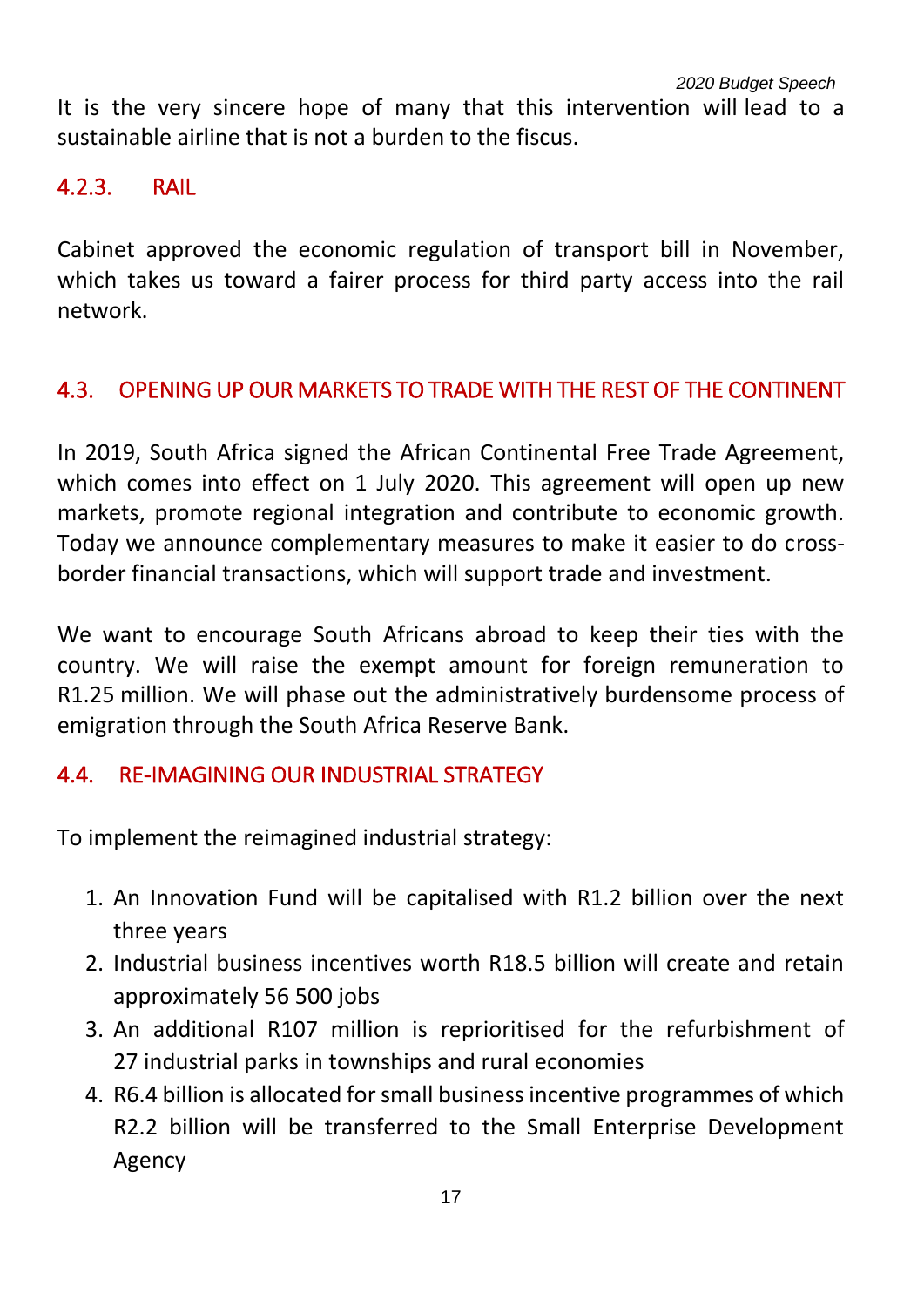It is the very sincere hope of many that this intervention will lead to a sustainable airline that is not a burden to the fiscus.

#### 4.2.3. RAIL

Cabinet approved the economic regulation of transport bill in November, which takes us toward a fairer process for third party access into the rail network.

### 4.3. OPENING UP OUR MARKETS TO TRADE WITH THE REST OF THE CONTINENT

In 2019, South Africa signed the African Continental Free Trade Agreement, which comes into effect on 1 July 2020. This agreement will open up new markets, promote regional integration and contribute to economic growth. Today we announce complementary measures to make it easier to do cross-border financial transactions, which will support trade and investment.

We want to encourage South Africans abroad to keep their ties with the country. We will raise the exempt amount for foreign remuneration to R1.25 million. We will phase out the administratively burdensome process of emigration through the South Africa Reserve Bank.

### 4.4. RE-IMAGINING OUR INDUSTRIAL STRATEGY

To implement the reimagined industrial strategy:

1. An Innovation Fund will be capitalised with R1.2 billion over the next three years
2. Industrial business incentives worth R18.5 billion will create and retain approximately 56 500 jobs
3. An additional R107 million is reprioritised for the refurbishment of 27 industrial parks in townships and rural economies
4. R6.4 billion is allocated for small business incentive programmes of which R2.2 billion will be transferred to the Small Enterprise Development Agency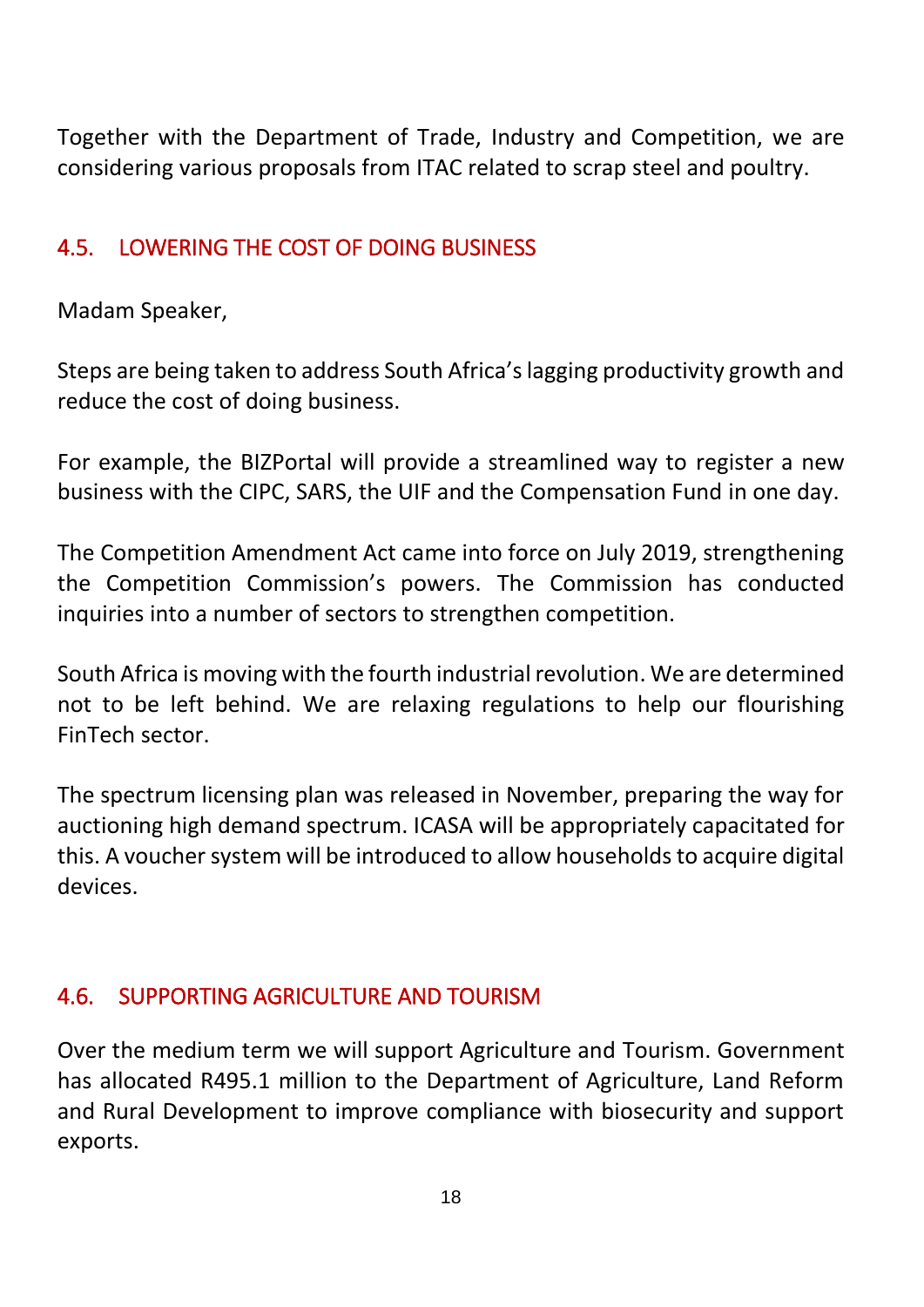Together with the Department of Trade, Industry and Competition, we are considering various proposals from ITAC related to scrap steel and poultry.

## 4.5. LOWERING THE COST OF DOING BUSINESS

Madam Speaker,

Steps are being taken to address South Africa's lagging productivity growth and reduce the cost of doing business.

For example, the BIZPortal will provide a streamlined way to register a new business with the CIPC, SARS, the UIF and the Compensation Fund in one day.

The Competition Amendment Act came into force on July 2019, strengthening the Competition Commission's powers. The Commission has conducted inquiries into a number of sectors to strengthen competition.

South Africa is moving with the fourth industrial revolution. We are determined not to be left behind. We are relaxing regulations to help our flourishing FinTech sector.

The spectrum licensing plan was released in November, preparing the way for auctioning high demand spectrum. ICASA will be appropriately capacitated for this. A voucher system will be introduced to allow households to acquire digital devices.

## 4.6. SUPPORTING AGRICULTURE AND TOURISM

Over the medium term we will support Agriculture and Tourism. Government has allocated R495.1 million to the Department of Agriculture, Land Reform and Rural Development to improve compliance with biosecurity and support exports.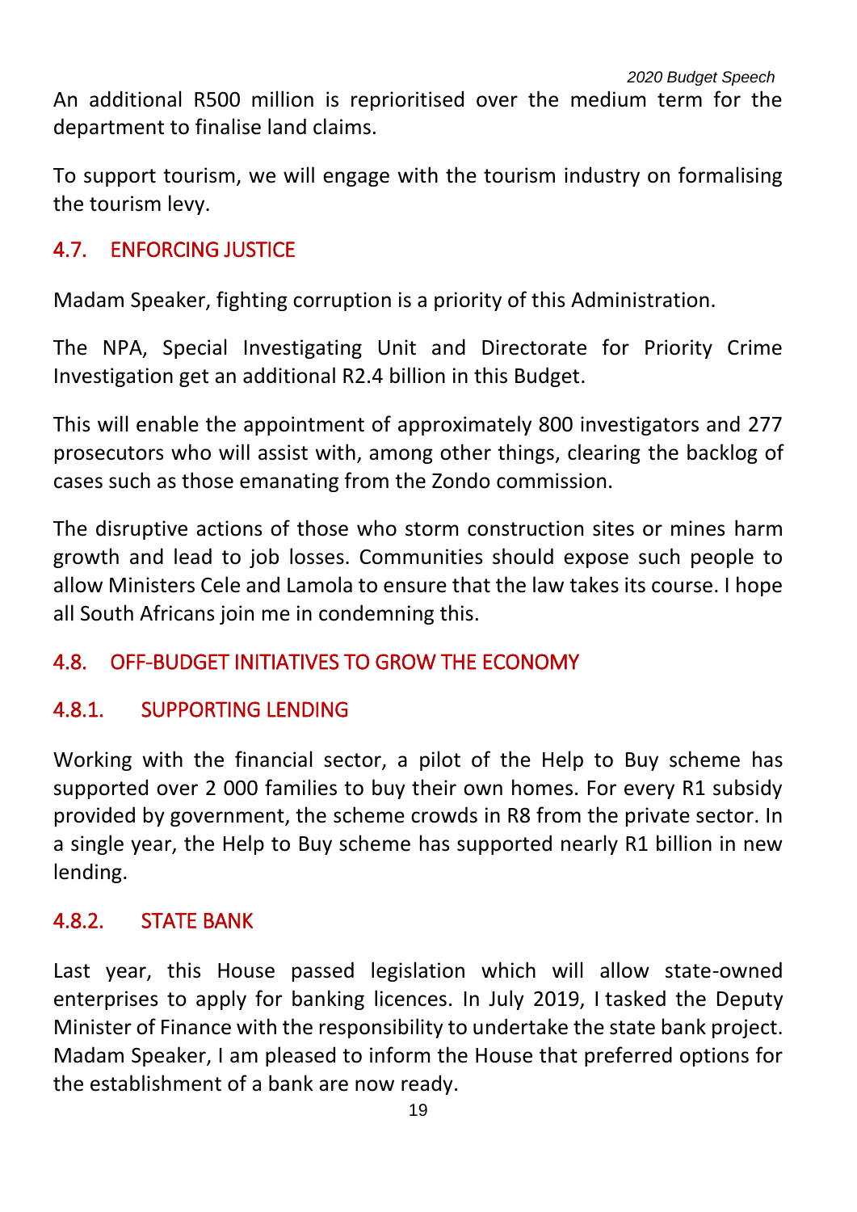An additional R500 million is reprioritised over the medium term for the department to finalise land claims.

To support tourism, we will engage with the tourism industry on formalising the tourism levy.

## 4.7. ENFORCING JUSTICE

Madam Speaker, fighting corruption is a priority of this Administration.

The NPA, Special Investigating Unit and Directorate for Priority Crime Investigation get an additional R2.4 billion in this Budget.

This will enable the appointment of approximately 800 investigators and 277 prosecutors who will assist with, among other things, clearing the backlog of cases such as those emanating from the Zondo commission.

The disruptive actions of those who storm construction sites or mines harm growth and lead to job losses. Communities should expose such people to allow Ministers Cele and Lamola to ensure that the law takes its course. I hope all South Africans join me in condemning this.

## 4.8. OFF-BUDGET INITIATIVES TO GROW THE ECONOMY

### 4.8.1. SUPPORTING LENDING

Working with the financial sector, a pilot of the Help to Buy scheme has supported over 2 000 families to buy their own homes. For every R1 subsidy provided by government, the scheme crowds in R8 from the private sector. In a single year, the Help to Buy scheme has supported nearly R1 billion in new lending.

### 4.8.2. STATE BANK

Last year, this House passed legislation which will allow state-owned enterprises to apply for banking licences. In July 2019, I tasked the Deputy Minister of Finance with the responsibility to undertake the state bank project. Madam Speaker, I am pleased to inform the House that preferred options for the establishment of a bank are now ready.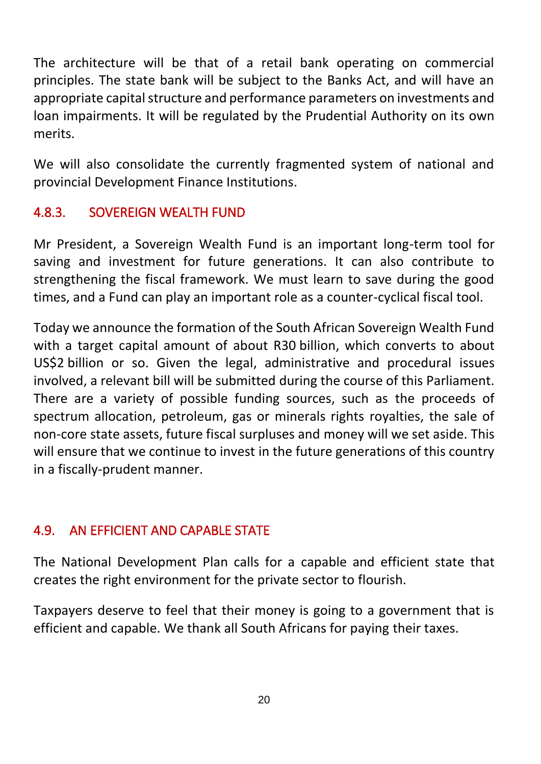The architecture will be that of a retail bank operating on commercial principles. The state bank will be subject to the Banks Act, and will have an appropriate capital structure and performance parameters on investments and loan impairments. It will be regulated by the Prudential Authority on its own merits.

We will also consolidate the currently fragmented system of national and provincial Development Finance Institutions.

### 4.8.3. SOVEREIGN WEALTH FUND

Mr President, a Sovereign Wealth Fund is an important long-term tool for saving and investment for future generations. It can also contribute to strengthening the fiscal framework. We must learn to save during the good times, and a Fund can play an important role as a counter-cyclical fiscal tool.

Today we announce the formation of the South African Sovereign Wealth Fund with a target capital amount of about R30 billion, which converts to about US$2 billion or so. Given the legal, administrative and procedural issues involved, a relevant bill will be submitted during the course of this Parliament. There are a variety of possible funding sources, such as the proceeds of spectrum allocation, petroleum, gas or minerals rights royalties, the sale of non-core state assets, future fiscal surpluses and money will we set aside. This will ensure that we continue to invest in the future generations of this country in a fiscally-prudent manner.

## 4.9. AN EFFICIENT AND CAPABLE STATE

The National Development Plan calls for a capable and efficient state that creates the right environment for the private sector to flourish.

Taxpayers deserve to feel that their money is going to a government that is efficient and capable. We thank all South Africans for paying their taxes.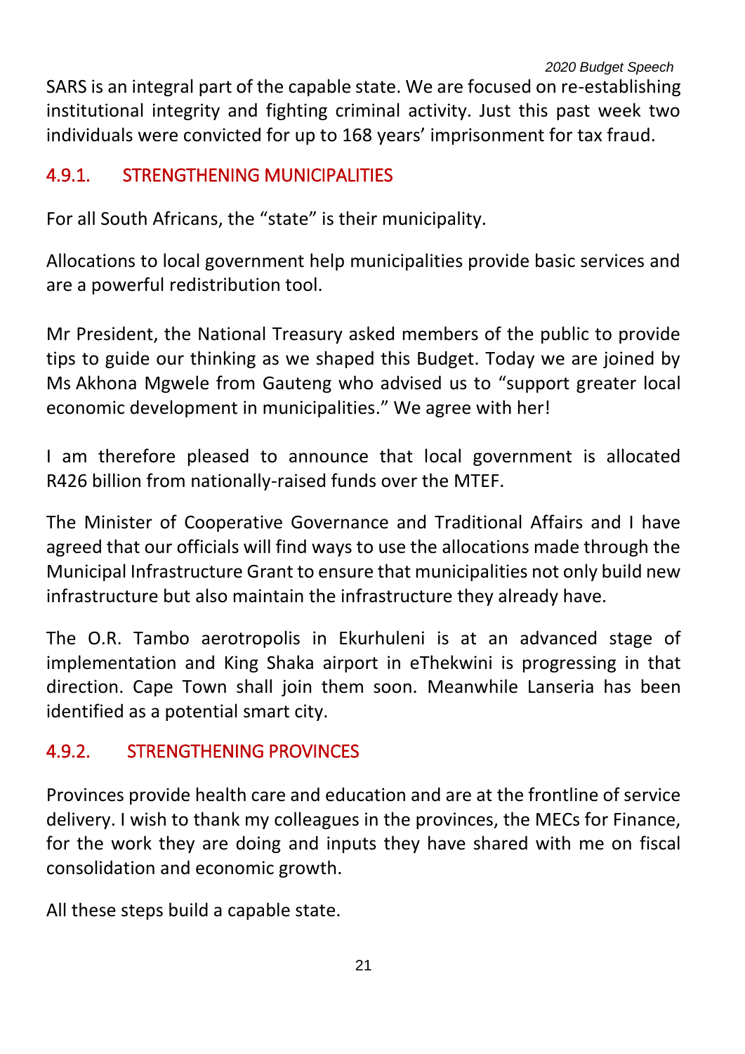SARS is an integral part of the capable state. We are focused on re-establishing institutional integrity and fighting criminal activity. Just this past week two individuals were convicted for up to 168 years' imprisonment for tax fraud.

### 4.9.1. STRENGTHENING MUNICIPALITIES

For all South Africans, the "state" is their municipality.

Allocations to local government help municipalities provide basic services and are a powerful redistribution tool.

Mr President, the National Treasury asked members of the public to provide tips to guide our thinking as we shaped this Budget. Today we are joined by Ms Akhona Mgwele from Gauteng who advised us to "support greater local economic development in municipalities." We agree with her!

I am therefore pleased to announce that local government is allocated R426 billion from nationally-raised funds over the MTEF.

The Minister of Cooperative Governance and Traditional Affairs and I have agreed that our officials will find ways to use the allocations made through the Municipal Infrastructure Grant to ensure that municipalities not only build new infrastructure but also maintain the infrastructure they already have.

The O.R. Tambo aerotropolis in Ekurhuleni is at an advanced stage of implementation and King Shaka airport in eThekwini is progressing in that direction. Cape Town shall join them soon. Meanwhile Lanseria has been identified as a potential smart city.

### 4.9.2. STRENGTHENING PROVINCES

Provinces provide health care and education and are at the frontline of service delivery. I wish to thank my colleagues in the provinces, the MECs for Finance, for the work they are doing and inputs they have shared with me on fiscal consolidation and economic growth.

All these steps build a capable state.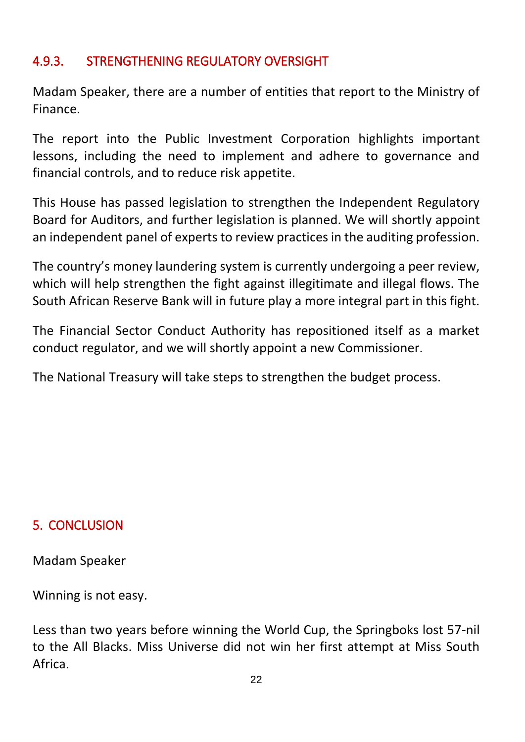### 4.9.3. STRENGTHENING REGULATORY OVERSIGHT

Madam Speaker, there are a number of entities that report to the Ministry of Finance.

The report into the Public Investment Corporation highlights important lessons, including the need to implement and adhere to governance and financial controls, and to reduce risk appetite.

This House has passed legislation to strengthen the Independent Regulatory Board for Auditors, and further legislation is planned. We will shortly appoint an independent panel of experts to review practices in the auditing profession.

The country's money laundering system is currently undergoing a peer review, which will help strengthen the fight against illegitimate and illegal flows. The South African Reserve Bank will in future play a more integral part in this fight.

The Financial Sector Conduct Authority has repositioned itself as a market conduct regulator, and we will shortly appoint a new Commissioner.

The National Treasury will take steps to strengthen the budget process.

## 5. CONCLUSION

Madam Speaker

Winning is not easy.

Less than two years before winning the World Cup, the Springboks lost 57-nil to the All Blacks. Miss Universe did not win her first attempt at Miss South Africa.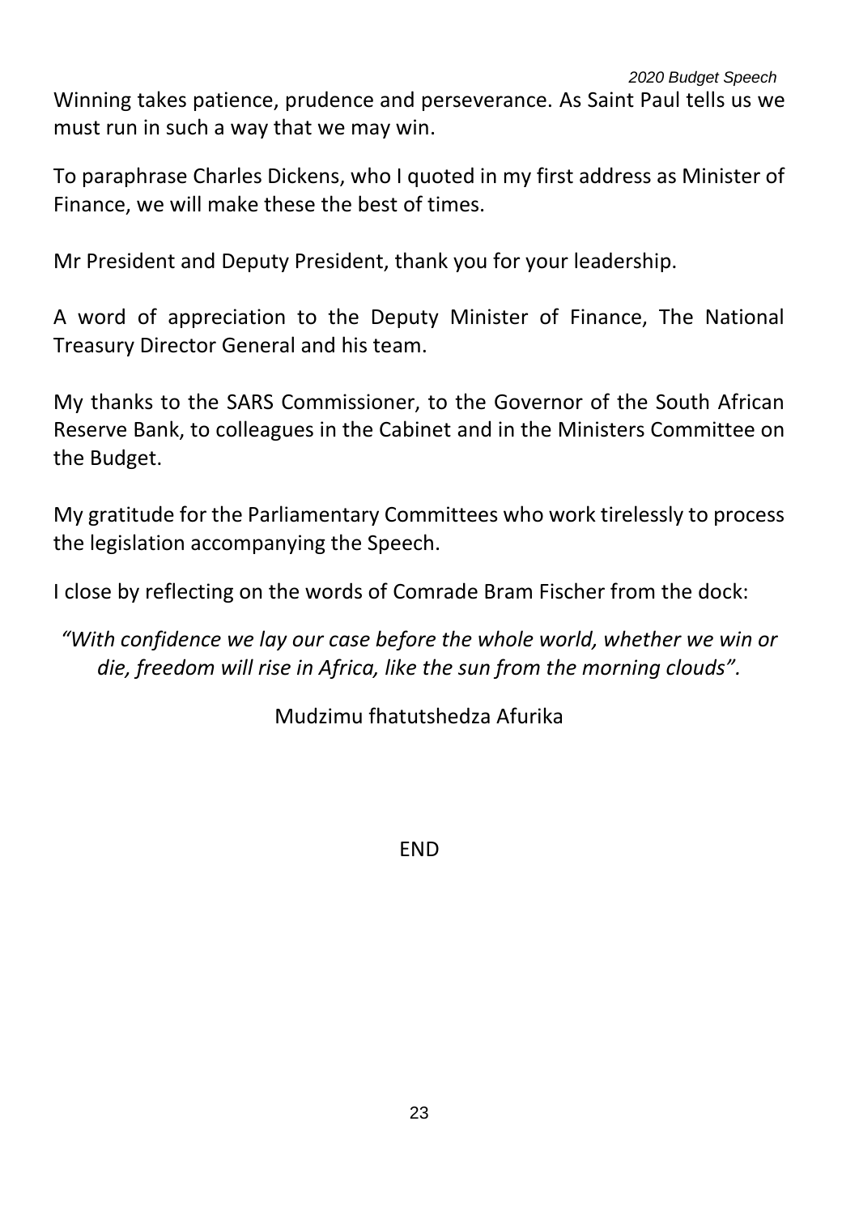Winning takes patience, prudence and perseverance. As Saint Paul tells us we must run in such a way that we may win.

To paraphrase Charles Dickens, who I quoted in my first address as Minister of Finance, we will make these the best of times.

Mr President and Deputy President, thank you for your leadership.

A word of appreciation to the Deputy Minister of Finance, The National Treasury Director General and his team.

My thanks to the SARS Commissioner, to the Governor of the South African Reserve Bank, to colleagues in the Cabinet and in the Ministers Committee on the Budget.

My gratitude for the Parliamentary Committees who work tirelessly to process the legislation accompanying the Speech.

I close by reflecting on the words of Comrade Bram Fischer from the dock:

*"With confidence we lay our case before the whole world, whether we win or die, freedom will rise in Africa, like the sun from the morning clouds".*

Mudzimu fhatutshedza Afurika

END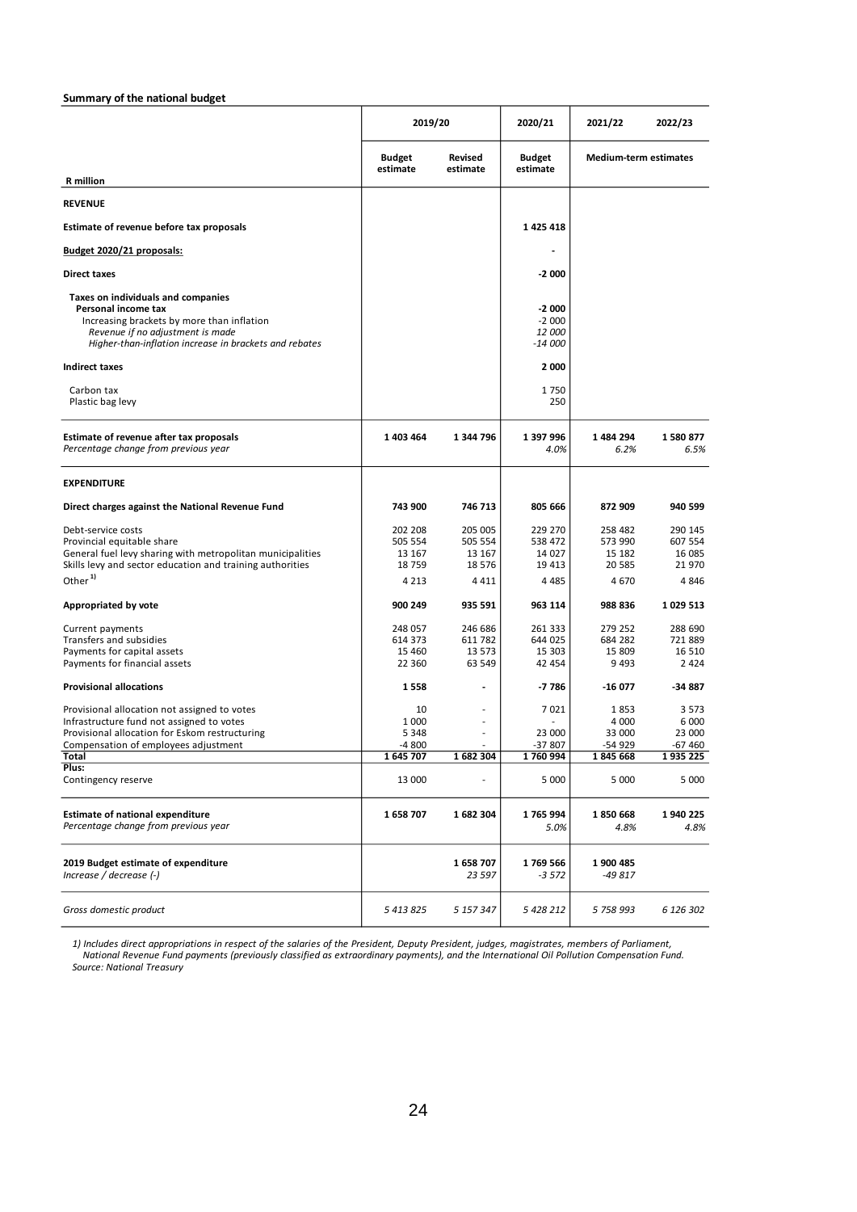**Summary of the national budget**

| R million | 2019/20 Budget estimate | 2019/20 Revised estimate | 2020/21 Budget estimate | 2021/22 Medium-term estimates | 2022/23 Medium-term estimates |
|---|---|---|---|---|---|
| **REVENUE** | | | | | |
| **Estimate of revenue before tax proposals** | | | **1 425 418** | | |
| **Budget 2020/21 proposals:** | | | - | | |
| **Direct taxes** | | | **-2 000** | | |
| **Taxes on individuals and companies** | | | | | |
| **Personal income tax** | | | **-2 000** | | |
| Increasing brackets by more than inflation | | | -2 000 | | |
| *Revenue if no adjustment is made* | | | *12 000* | | |
| *Higher-than-inflation increase in brackets and rebates* | | | *-14 000* | | |
| **Indirect taxes** | | | **2 000** | | |
| Carbon tax | | | 1 750 | | |
| Plastic bag levy | | | 250 | | |
| **Estimate of revenue after tax proposals** | **1 403 464** | **1 344 796** | **1 397 996** | **1 484 294** | **1 580 877** |
| *Percentage change from previous year* | | | *4.0%* | *6.2%* | *6.5%* |
| **EXPENDITURE** | | | | | |
| **Direct charges against the National Revenue Fund** | **743 900** | **746 713** | **805 666** | **872 909** | **940 599** |
| Debt-service costs | 202 208 | 205 005 | 229 270 | 258 482 | 290 145 |
| Provincial equitable share | 505 554 | 505 554 | 538 472 | 573 990 | 607 554 |
| General fuel levy sharing with metropolitan municipalities | 13 167 | 13 167 | 14 027 | 15 182 | 16 085 |
| Skills levy and sector education and training authorities | 18 759 | 18 576 | 19 413 | 20 585 | 21 970 |
| Other [1] | 4 213 | 4 411 | 4 485 | 4 670 | 4 846 |
| **Appropriated by vote** | **900 249** | **935 591** | **963 114** | **988 836** | **1 029 513** |
| Current payments | 248 057 | 246 686 | 261 333 | 279 252 | 288 690 |
| Transfers and subsidies | 614 373 | 611 782 | 644 025 | 684 282 | 721 889 |
| Payments for capital assets | 15 460 | 13 573 | 15 303 | 15 809 | 16 510 |
| Payments for financial assets | 22 360 | 63 549 | 42 454 | 9 493 | 2 424 |
| **Provisional allocations** | **1 558** | **-** | **-7 786** | **-16 077** | **-34 887** |
| Provisional allocation not assigned to votes | 10 | - | 7 021 | 1 853 | 3 573 |
| Infrastructure fund not assigned to votes | 1 000 | - | - | 4 000 | 6 000 |
| Provisional allocation for Eskom restructuring | 5 348 | - | 23 000 | 33 000 | 23 000 |
| Compensation of employees adjustment | -4 800 | - | -37 807 | -54 929 | -67 460 |
| **Total** | **1 645 707** | **1 682 304** | **1 760 994** | **1 845 668** | **1 935 225** |
| **Plus:** | | | | | |
| Contingency reserve | 13 000 | - | 5 000 | 5 000 | 5 000 |
| **Estimate of national expenditure** | **1 658 707** | **1 682 304** | **1 765 994** | **1 850 668** | **1 940 225** |
| *Percentage change from previous year* | | | *5.0%* | *4.8%* | *4.8%* |
| **2019 Budget estimate of expenditure** | | **1 658 707** | **1 769 566** | **1 900 485** | |
| *Increase / decrease (-)* | | *23 597* | *-3 572* | *-49 817* | |
| *Gross domestic product* | *5 413 825* | *5 157 347* | *5 428 212* | *5 758 993* | *6 126 302* |

*1) Includes direct appropriations in respect of the salaries of the President, Deputy President, judges, magistrates, members of Parliament, National Revenue Fund payments (previously classified as extraordinary payments), and the International Oil Pollution Compensation Fund.*
*Source: National Treasury*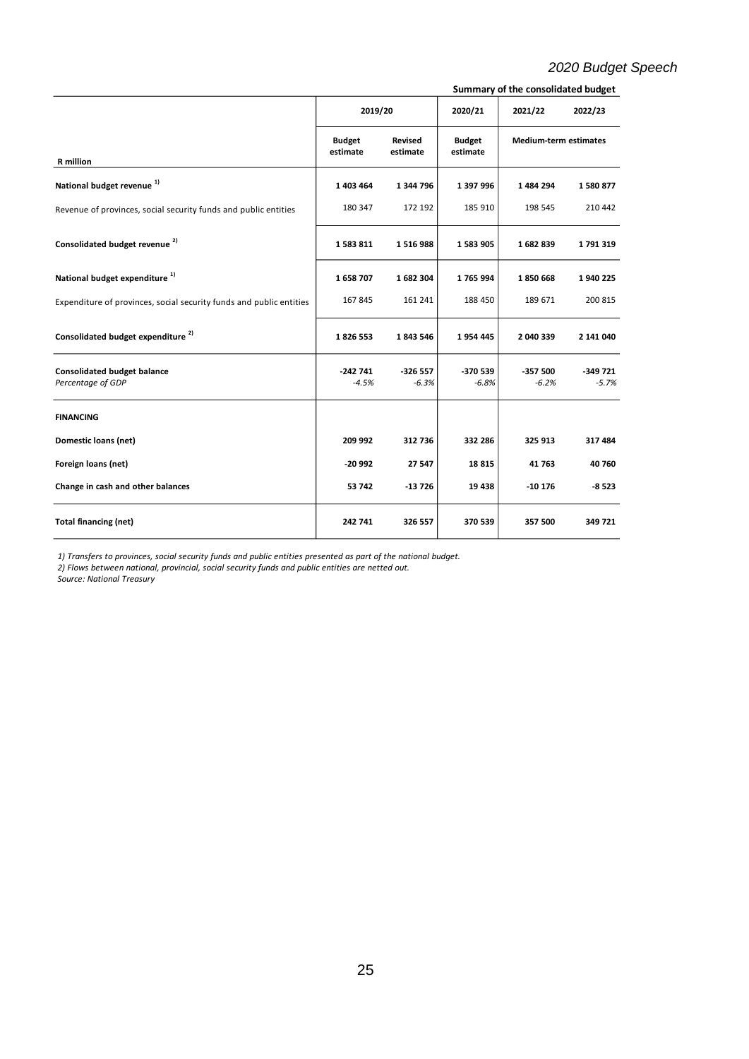**Summary of the consolidated budget**

| R million | 2019/20 | | 2020/21 | 2021/22 | 2022/23 |
|---|---|---|---|---|---|
| | Budget estimate | Revised estimate | Budget estimate | Medium-term estimates | |
| **National budget revenue [1]** | **1 403 464** | **1 344 796** | **1 397 996** | **1 484 294** | **1 580 877** |
| Revenue of provinces, social security funds and public entities | 180 347 | 172 192 | 185 910 | 198 545 | 210 442 |
| **Consolidated budget revenue [2]** | **1 583 811** | **1 516 988** | **1 583 905** | **1 682 839** | **1 791 319** |
| **National budget expenditure [1]** | **1 658 707** | **1 682 304** | **1 765 994** | **1 850 668** | **1 940 225** |
| Expenditure of provinces, social security funds and public entities | 167 845 | 161 241 | 188 450 | 189 671 | 200 815 |
| **Consolidated budget expenditure [2]** | **1 826 553** | **1 843 546** | **1 954 445** | **2 040 339** | **2 141 040** |
| **Consolidated budget balance** | **-242 741** | **-326 557** | **-370 539** | **-357 500** | **-349 721** |
| *Percentage of GDP* | *-4.5%* | *-6.3%* | *-6.8%* | *-6.2%* | *-5.7%* |
| **FINANCING** | | | | | |
| **Domestic loans (net)** | **209 992** | **312 736** | **332 286** | **325 913** | **317 484** |
| **Foreign loans (net)** | **-20 992** | **27 547** | **18 815** | **41 763** | **40 760** |
| **Change in cash and other balances** | **53 742** | **-13 726** | **19 438** | **-10 176** | **-8 523** |
| **Total financing (net)** | **242 741** | **326 557** | **370 539** | **357 500** | **349 721** |

*1) Transfers to provinces, social security funds and public entities presented as part of the national budget.*
*2) Flows between national, provincial, social security funds and public entities are netted out.*
*Source: National Treasury*